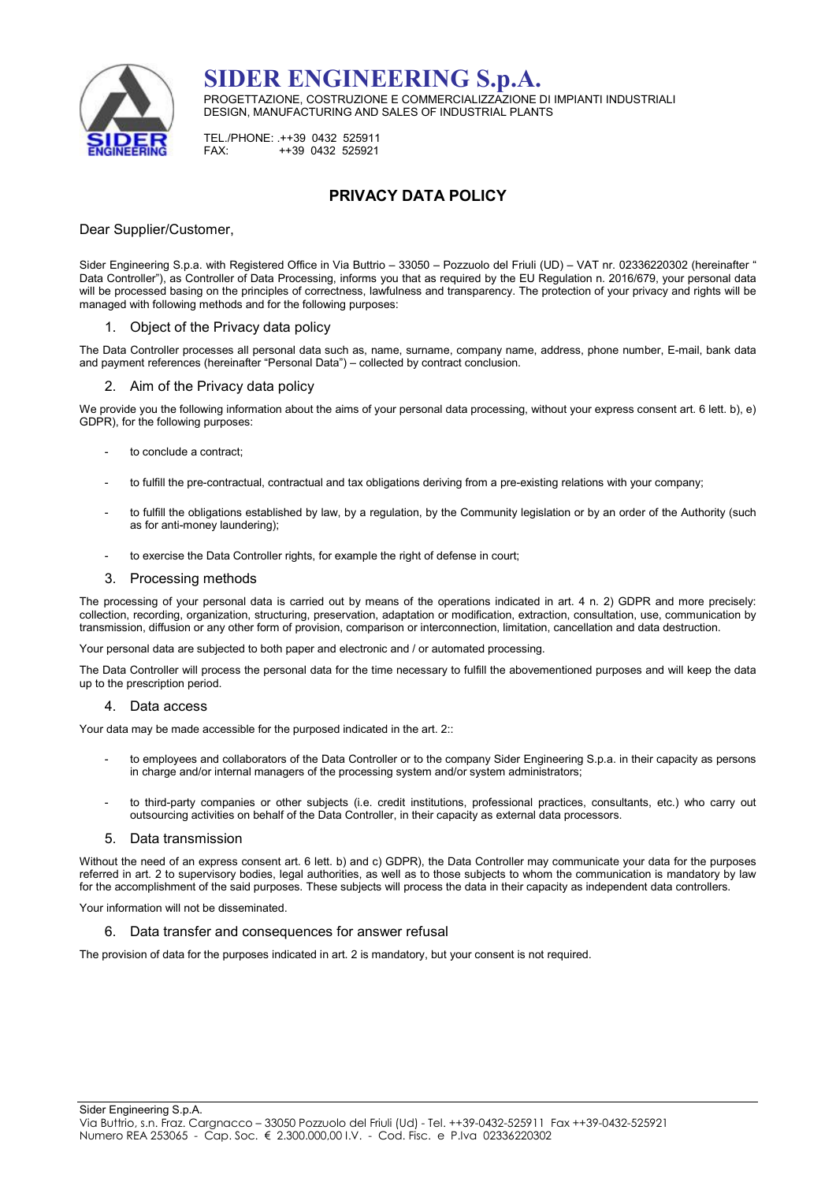# SIDER ENGINEERING S.p.A.

PROGETTAZIONE, COSTRUZIONE E COMMERCIALIZZAZIONE DI IMPIANTI INDUSTRIALI
DESIGN, MANUFACTURING AND SALES OF INDUSTRIAL PLANTS

TEL./PHONE: .++39 0432 525911
FAX: ++39 0432 525921

## PRIVACY DATA POLICY

Dear Supplier/Customer,

Sider Engineering S.p.a. with Registered Office in Via Buttrio – 33050 – Pozzuolo del Friuli (UD) – VAT nr. 02336220302 (hereinafter " Data Controller"), as Controller of Data Processing, informs you that as required by the EU Regulation n. 2016/679, your personal data will be processed basing on the principles of correctness, lawfulness and transparency. The protection of your privacy and rights will be managed with following methods and for the following purposes:

### 1. Object of the Privacy data policy

The Data Controller processes all personal data such as, name, surname, company name, address, phone number, E-mail, bank data and payment references (hereinafter "Personal Data") – collected by contract conclusion.

### 2. Aim of the Privacy data policy

We provide you the following information about the aims of your personal data processing, without your express consent art. 6 lett. b), e) GDPR), for the following purposes:

- to conclude a contract;
- to fulfill the pre-contractual, contractual and tax obligations deriving from a pre-existing relations with your company;
- to fulfill the obligations established by law, by a regulation, by the Community legislation or by an order of the Authority (such as for anti-money laundering);
- to exercise the Data Controller rights, for example the right of defense in court;

### 3. Processing methods

The processing of your personal data is carried out by means of the operations indicated in art. 4 n. 2) GDPR and more precisely: collection, recording, organization, structuring, preservation, adaptation or modification, extraction, consultation, use, communication by transmission, diffusion or any other form of provision, comparison or interconnection, limitation, cancellation and data destruction.

Your personal data are subjected to both paper and electronic and / or automated processing.

The Data Controller will process the personal data for the time necessary to fulfill the abovementioned purposes and will keep the data up to the prescription period.

### 4. Data access

Your data may be made accessible for the purposed indicated in the art. 2::

- to employees and collaborators of the Data Controller or to the company Sider Engineering S.p.a. in their capacity as persons in charge and/or internal managers of the processing system and/or system administrators;
- to third-party companies or other subjects (i.e. credit institutions, professional practices, consultants, etc.) who carry out outsourcing activities on behalf of the Data Controller, in their capacity as external data processors.

### 5. Data transmission

Without the need of an express consent art. 6 lett. b) and c) GDPR), the Data Controller may communicate your data for the purposes referred in art. 2 to supervisory bodies, legal authorities, as well as to those subjects to whom the communication is mandatory by law for the accomplishment of the said purposes. These subjects will process the data in their capacity as independent data controllers.

Your information will not be disseminated.

### 6. Data transfer and consequences for answer refusal

The provision of data for the purposes indicated in art. 2 is mandatory, but your consent is not required.

Sider Engineering S.p.A.
Via Buttrio, s.n. Fraz. Cargnacco – 33050 Pozzuolo del Friuli (Ud) - Tel. ++39-0432-525911 Fax ++39-0432-525921
Numero REA 253065 - Cap. Soc. € 2.300.000,00 I.V. - Cod. Fisc. e P.Iva 02336220302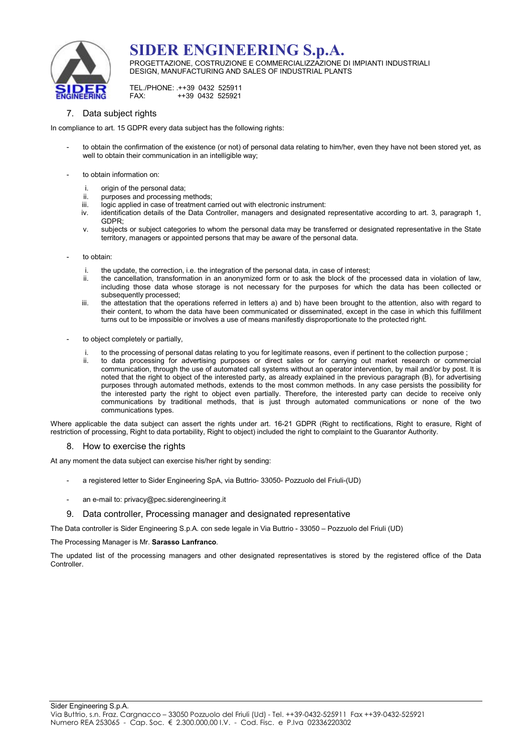## 7. Data subject rights

In compliance to art. 15 GDPR every data subject has the following rights:

- to obtain the confirmation of the existence (or not) of personal data relating to him/her, even they have not been stored yet, as well to obtain their communication in an intelligible way;

- to obtain information on:
  - i. origin of the personal data;
  - ii. purposes and processing methods;
  - iii. logic applied in case of treatment carried out with electronic instrument:
  - iv. identification details of the Data Controller, managers and designated representative according to art. 3, paragraph 1, GDPR;
  - v. subjects or subject categories to whom the personal data may be transferred or designated representative in the State territory, managers or appointed persons that may be aware of the personal data.

- to obtain:
  - i. the update, the correction, i.e. the integration of the personal data, in case of interest;
  - ii. the cancellation, transformation in an anonymized form or to ask the block of the processed data in violation of law, including those data whose storage is not necessary for the purposes for which the data has been collected or subsequently processed;
  - iii. the attestation that the operations referred in letters a) and b) have been brought to the attention, also with regard to their content, to whom the data have been communicated or disseminated, except in the case in which this fulfillment turns out to be impossible or involves a use of means manifestly disproportionate to the protected right.

- to object completely or partially,
  - i. to the processing of personal datas relating to you for legitimate reasons, even if pertinent to the collection purpose ;
  - ii. to data processing for advertising purposes or direct sales or for carrying out market research or commercial communication, through the use of automated call systems without an operator intervention, by mail and/or by post. It is noted that the right to object of the interested party, as already explained in the previous paragraph (B), for advertising purposes through automated methods, extends to the most common methods. In any case persists the possibility for the interested party the right to object even partially. Therefore, the interested party can decide to receive only communications by traditional methods, that is just through automated communications or none of the two communications types.

Where applicable the data subject can assert the rights under art. 16-21 GDPR (Right to rectifications, Right to erasure, Right of restriction of processing, Right to data portability, Right to object) included the right to complaint to the Guarantor Authority.

## 8. How to exercise the rights

At any moment the data subject can exercise his/her right by sending:

- a registered letter to Sider Engineering SpA, via Buttrio- 33050- Pozzuolo del Friuli-(UD)

- an e-mail to: privacy@pec.siderengineering.it

## 9. Data controller, Processing manager and designated representative

The Data controller is Sider Engineering S.p.A. con sede legale in Via Buttrio - 33050 – Pozzuolo del Friuli (UD)

The Processing Manager is Mr. **Sarasso Lanfranco**.

The updated list of the processing managers and other designated representatives is stored by the registered office of the Data Controller.